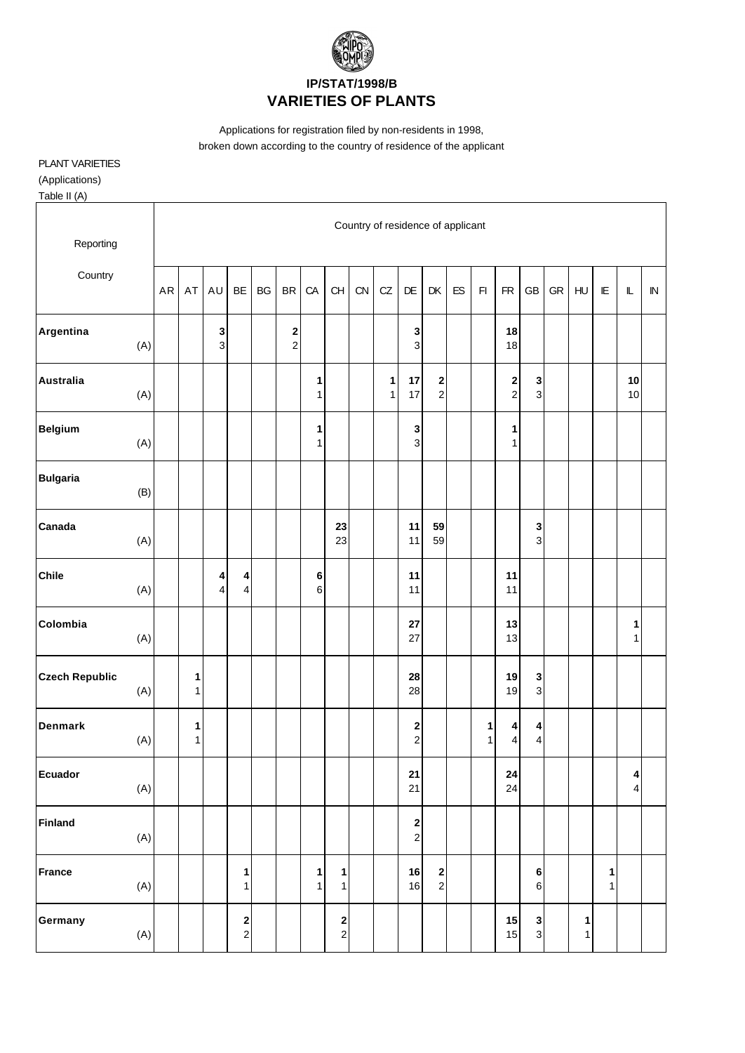# IP/STAT/1998/B
# VARIETIES OF PLANTS

Applications for registration filed by non-residents in 1998,
broken down according to the country of residence of the applicant

PLANT VARIETIES
(Applications)
Table II (A)

| Reporting Country | Country of residence of applicant | | | | | | | | | | | | | | | | | | | | |
|---|---|---|---|---|---|---|---|---|---|---|---|---|---|---|---|---|---|---|---|---|---|
| | AR | AT | AU | BE | BG | BR | CA | CH | CN | CZ | DE | DK | ES | FI | FR | GB | GR | HU | IE | IL | IN |
| **Argentina** | | | **3** | | | **2** | | | | | **3** | | | | **18** | | | | | | |
| (A) | | | 3 | | | 2 | | | | | 3 | | | | 18 | | | | | | |
| **Australia** | | | | | | | **1** | | | **1** | **17** | **2** | | | **2** | **3** | | | | **10** | |
| (A) | | | | | | | 1 | | | 1 | 17 | 2 | | | 2 | 3 | | | | 10 | |
| **Belgium** | | | | | | | **1** | | | | **3** | | | | **1** | | | | | | |
| (A) | | | | | | | 1 | | | | 3 | | | | 1 | | | | | | |
| **Bulgaria** | | | | | | | | | | | | | | | | | | | | | |
| (B) | | | | | | | | | | | | | | | | | | | | | |
| **Canada** | | | | | | | | **23** | | | **11** | **59** | | | | **3** | | | | | |
| (A) | | | | | | | | 23 | | | 11 | 59 | | | | 3 | | | | | |
| **Chile** | | | **4** | **4** | | | **6** | | | | **11** | | | | **11** | | | | | | |
| (A) | | | 4 | 4 | | | 6 | | | | 11 | | | | 11 | | | | | | |
| **Colombia** | | | | | | | | | | | **27** | | | | **13** | | | | | **1** | |
| (A) | | | | | | | | | | | 27 | | | | 13 | | | | | 1 | |
| **Czech Republic** | | **1** | | | | | | | | | **28** | | | | **19** | **3** | | | | | |
| (A) | | 1 | | | | | | | | | 28 | | | | 19 | 3 | | | | | |
| **Denmark** | | **1** | | | | | | | | | **2** | | | **1** | **4** | **4** | | | | | |
| (A) | | 1 | | | | | | | | | 2 | | | 1 | 4 | 4 | | | | | |
| **Ecuador** | | | | | | | | | | | **21** | | | | **24** | | | | | **4** | |
| (A) | | | | | | | | | | | 21 | | | | 24 | | | | | 4 | |
| **Finland** | | | | | | | | | | | **2** | | | | | | | | | | |
| (A) | | | | | | | | | | | 2 | | | | | | | | | | |
| **France** | | | | **1** | | | **1** | **1** | | | **16** | **2** | | | | **6** | | | **1** | | |
| (A) | | | | 1 | | | 1 | 1 | | | 16 | 2 | | | | 6 | | | 1 | | |
| **Germany** | | | | **2** | | | | **2** | | | | | | | **15** | **3** | | **1** | | | |
| (A) | | | | 2 | | | | 2 | | | | | | | 15 | 3 | | 1 | | | |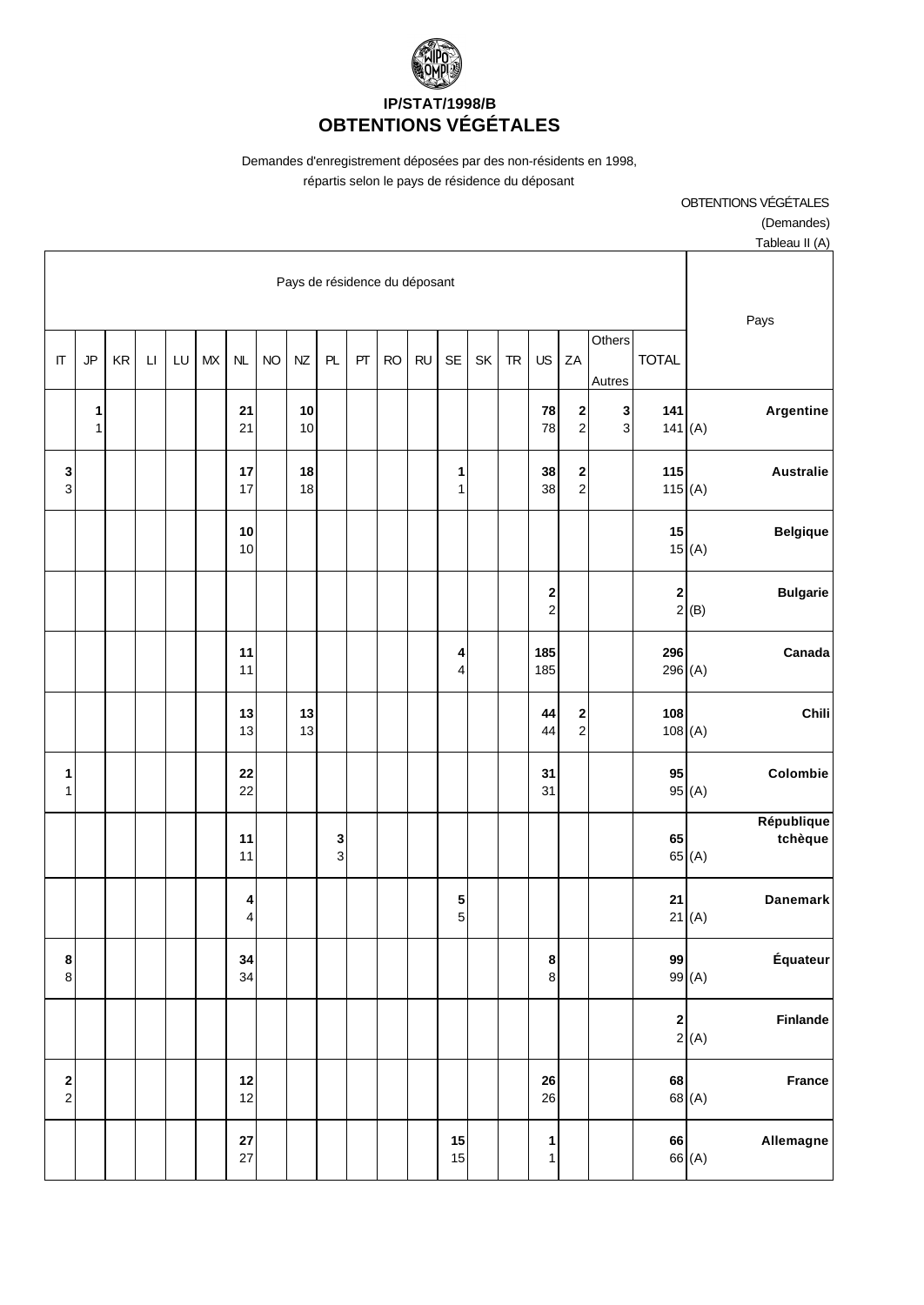# IP/STAT/1998/B
## OBTENTIONS VÉGÉTALES

Demandes d'enregistrement déposées par des non-résidents en 1998,
répartis selon le pays de résidence du déposant

OBTENTIONS VÉGÉTALES
(Demandes)
Tableau II (A)

| Pays de résidence du déposant | | | | | | | | | | | | | | | | | | | | Pays |
|---|---|---|---|---|---|---|---|---|---|---|---|---|---|---|---|---|---|---|---|---|
| IT | JP | KR | LI | LU | MX | NL | NO | NZ | PL | PT | RO | RU | SE | SK | TR | US | ZA | Others Autres | TOTAL | |
| | **1**<br>1 | | | | | **21**<br>21 | | **10**<br>10 | | | | | | | | **78**<br>78 | **2**<br>2 | **3**<br>3 | **141**<br>141 | **Argentine**<br>(A) |
| **3**<br>3 | | | | | | **17**<br>17 | | **18**<br>18 | | | | | **1**<br>1 | | | **38**<br>38 | **2**<br>2 | | **115**<br>115 | **Australie**<br>(A) |
| | | | | | | **10**<br>10 | | | | | | | | | | | | | **15**<br>15 | **Belgique**<br>(A) |
| | | | | | | | | | | | | | | | | **2**<br>2 | | | **2**<br>2 | **Bulgarie**<br>(B) |
| | | | | | | **11**<br>11 | | | | | | | **4**<br>4 | | | **185**<br>185 | | | **296**<br>296 | **Canada**<br>(A) |
| | | | | | | **13**<br>13 | | **13**<br>13 | | | | | | | | **44**<br>44 | **2**<br>2 | | **108**<br>108 | **Chili**<br>(A) |
| **1**<br>1 | | | | | | **22**<br>22 | | | | | | | | | | **31**<br>31 | | | **95**<br>95 | **Colombie**<br>(A) |
| | | | | | | **11**<br>11 | | | **3**<br>3 | | | | | | | | | | **65**<br>65 | **République tchèque**<br>(A) |
| | | | | | | **4**<br>4 | | | | | | | **5**<br>5 | | | | | | **21**<br>21 | **Danemark**<br>(A) |
| **8**<br>8 | | | | | | **34**<br>34 | | | | | | | | | | **8**<br>8 | | | **99**<br>99 | **Équateur**<br>(A) |
| | | | | | | | | | | | | | | | | | | | **2**<br>2 | **Finlande**<br>(A) |
| **2**<br>2 | | | | | | **12**<br>12 | | | | | | | | | | **26**<br>26 | | | **68**<br>68 | **France**<br>(A) |
| | | | | | | **27**<br>27 | | | | | | | **15**<br>15 | | | **1**<br>1 | | | **66**<br>66 | **Allemagne**<br>(A) |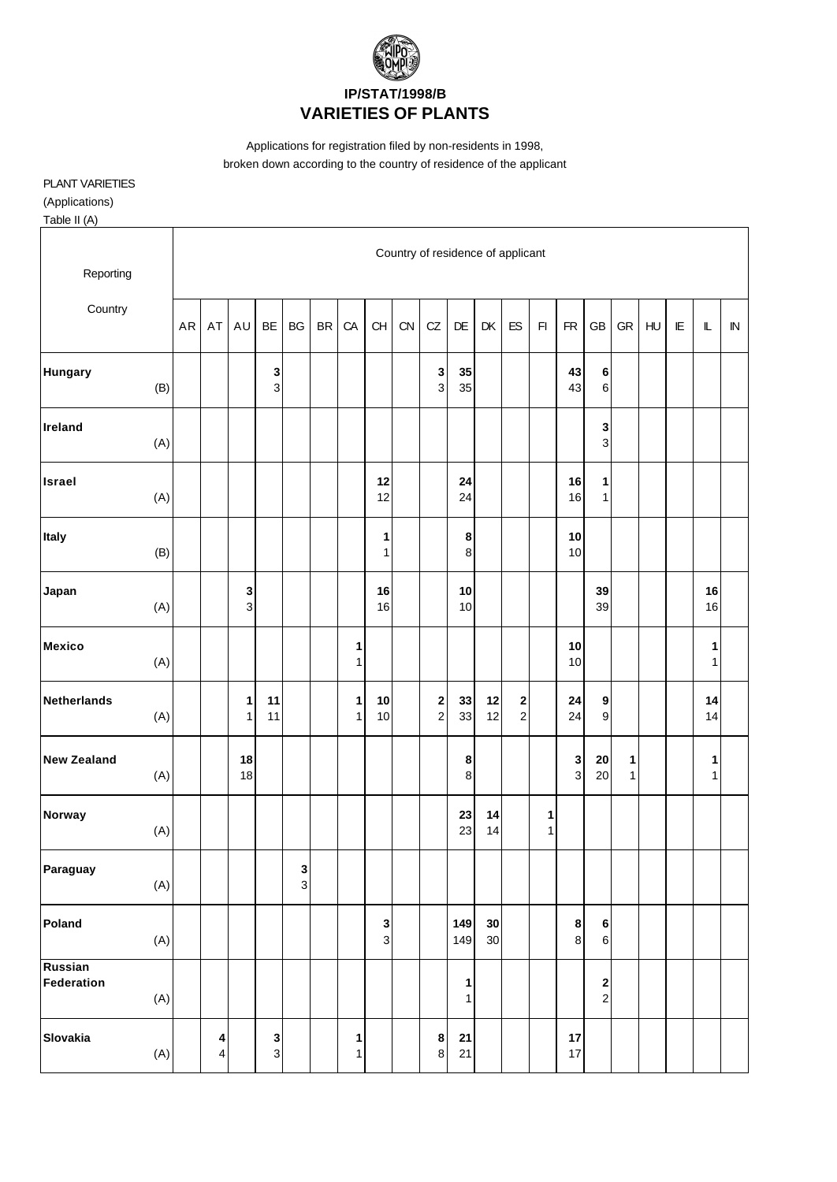# IP/STAT/1998/B
## VARIETIES OF PLANTS

Applications for registration filed by non-residents in 1998, broken down according to the country of residence of the applicant

PLANT VARIETIES

(Applications)

Table II (A)

| Reporting Country | | Country of residence of applicant | | | | | | | | | | | | | | | | | | | | |
|---|---|---|---|---|---|---|---|---|---|---|---|---|---|---|---|---|---|---|---|---|---|---|
| | | AR | AT | AU | BE | BG | BR | CA | CH | CN | CZ | DE | DK | ES | FI | FR | GB | GR | HU | IE | IL | IN |
| **Hungary** | (B) | | | | 3 3 | | | | | | 3 3 | 35 35 | | | | 43 43 | 6 6 | | | | | |
| **Ireland** | (A) | | | | | | | | | | | | | | | | 3 3 | | | | | |
| **Israel** | (A) | | | | | | | | 12 12 | | | 24 24 | | | | 16 16 | 1 1 | | | | | |
| **Italy** | (B) | | | | | | | | 1 1 | | | 8 8 | | | | 10 10 | | | | | | |
| **Japan** | (A) | | | 3 3 | | | | | 16 16 | | | 10 10 | | | | | 39 39 | | | | 16 16 | |
| **Mexico** | (A) | | | | | | | 1 1 | | | | | | | | 10 10 | | | | | 1 1 | |
| **Netherlands** | (A) | | | 1 1 | 11 11 | | | 1 1 | 10 10 | | 2 2 | 33 33 | 12 12 | 2 2 | | 24 24 | 9 9 | | | | 14 14 | |
| **New Zealand** | (A) | | | 18 18 | | | | | | | | 8 8 | | | | 3 3 | 20 20 | 1 1 | | | 1 1 | |
| **Norway** | (A) | | | | | | | | | | | 23 23 | 14 14 | | 1 1 | | | | | | | |
| **Paraguay** | (A) | | | | | 3 3 | | | | | | | | | | | | | | | | |
| **Poland** | (A) | | | | | | | | 3 3 | | | 149 149 | 30 30 | | | 8 8 | 6 6 | | | | | |
| **Russian Federation** | (A) | | | | | | | | | | | 1 1 | | | | | 2 2 | | | | | |
| **Slovakia** | (A) | | 4 4 | | 3 3 | | | 1 1 | | | 8 8 | 21 21 | | | | 17 17 | | | | | | |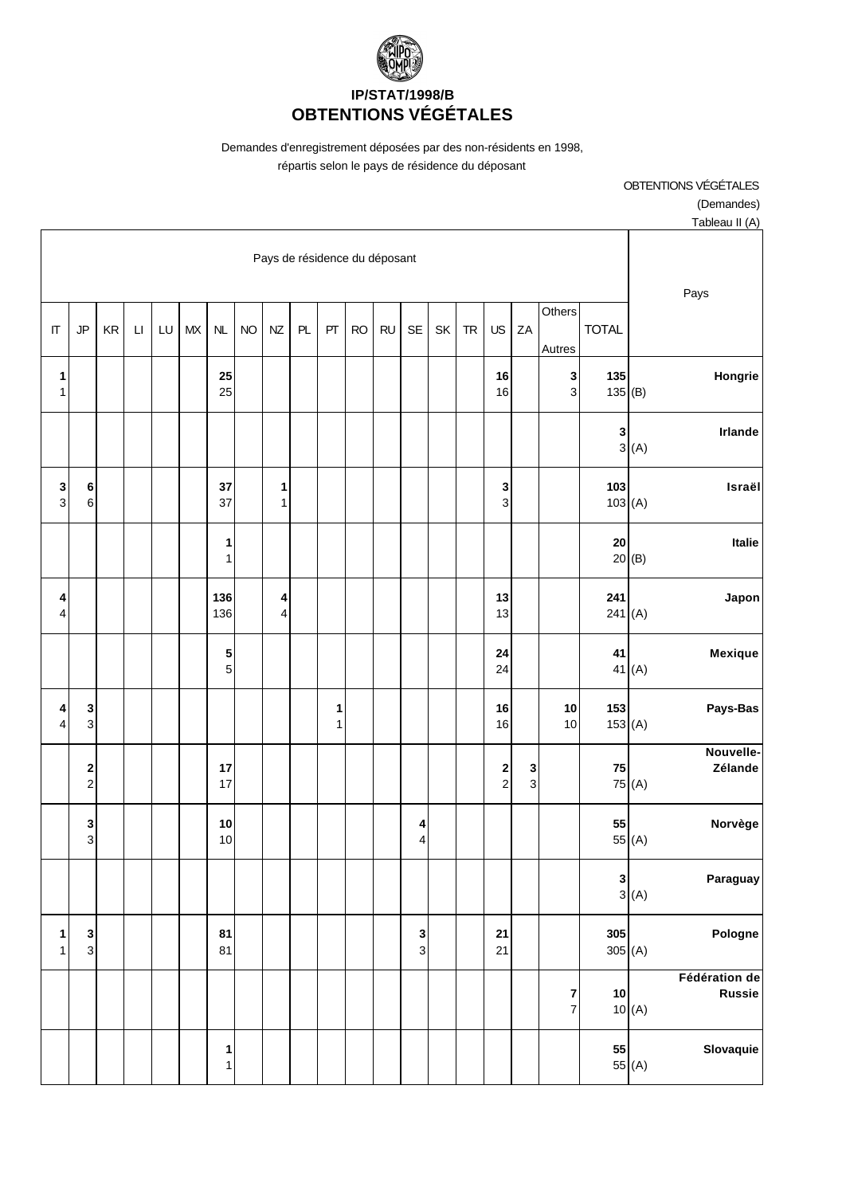# IP/STAT/1998/B
# OBTENTIONS VÉGÉTALES

Demandes d'enregistrement déposées par des non-résidents en 1998, répartis selon le pays de résidence du déposant

OBTENTIONS VÉGÉTALES
(Demandes)
Tableau II (A)

| IT | JP | KR | LI | LU | MX | NL | NO | NZ | PL | PT | RO | RU | SE | SK | TR | US | ZA | Others Autres | TOTAL | Pays |
|---|---|---|---|---|---|---|---|---|---|---|---|---|---|---|---|---|---|---|---|---|
| **1** | | | | | | **25** | | | | | | | | | | **16** | | **3** | **135** | **Hongrie** |
| 1 | | | | | | 25 | | | | | | | | | | 16 | | 3 | 135 | (B) |
| | | | | | | | | | | | | | | | | | | | **3** | **Irlande** |
| | | | | | | | | | | | | | | | | | | | 3 | (A) |
| **3** | **6** | | | | | **37** | | **1** | | | | | | | | **3** | | | **103** | **Israël** |
| 3 | 6 | | | | | 37 | | 1 | | | | | | | | 3 | | | 103 | (A) |
| | | | | | | **1** | | | | | | | | | | | | | **20** | **Italie** |
| | | | | | | 1 | | | | | | | | | | | | | 20 | (B) |
| **4** | | | | | | **136** | | **4** | | | | | | | | **13** | | | **241** | **Japon** |
| 4 | | | | | | 136 | | 4 | | | | | | | | 13 | | | 241 | (A) |
| | | | | | | **5** | | | | | | | | | | **24** | | | **41** | **Mexique** |
| | | | | | | 5 | | | | | | | | | | 24 | | | 41 | (A) |
| **4** | **3** | | | | | | | | | **1** | | | | | | **16** | | **10** | **153** | **Pays-Bas** |
| 4 | 3 | | | | | | | | | 1 | | | | | | 16 | | 10 | 153 | (A) |
| | **2** | | | | | **17** | | | | | | | | | | **2** | **3** | | **75** | **Nouvelle-Zélande** |
| | 2 | | | | | 17 | | | | | | | | | | 2 | 3 | | 75 | (A) |
| | **3** | | | | | **10** | | | | | | | **4** | | | | | | **55** | **Norvège** |
| | 3 | | | | | 10 | | | | | | | 4 | | | | | | 55 | (A) |
| | | | | | | | | | | | | | | | | | | | **3** | **Paraguay** |
| | | | | | | | | | | | | | | | | | | | 3 | (A) |
| **1** | **3** | | | | | **81** | | | | | | | **3** | | | **21** | | | **305** | **Pologne** |
| 1 | 3 | | | | | 81 | | | | | | | 3 | | | 21 | | | 305 | (A) |
| | | | | | | | | | | | | | | | | | | **7** | **10** | **Fédération de Russie** |
| | | | | | | | | | | | | | | | | | | 7 | 10 | (A) |
| | | | | | | **1** | | | | | | | | | | | | | **55** | **Slovaquie** |
| | | | | | | 1 | | | | | | | | | | | | | 55 | (A) |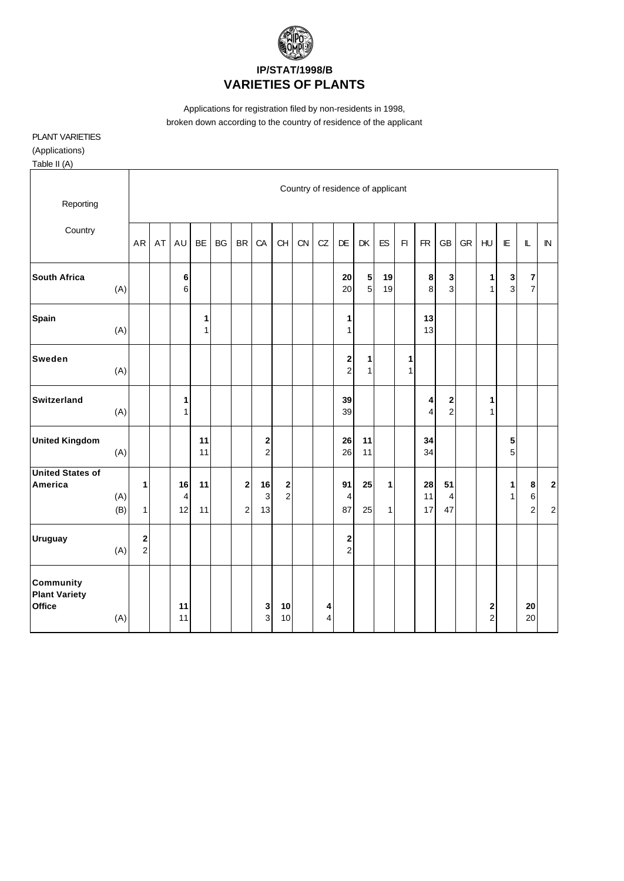# IP/STAT/1998/B

# VARIETIES OF PLANTS

Applications for registration filed by non-residents in 1998, broken down according to the country of residence of the applicant

PLANT VARIETIES
(Applications)
Table II (A)

| Reporting Country | | AR | AT | AU | BE | BG | BR | CA | CH | CN | CZ | DE | DK | ES | FI | FR | GB | GR | HU | IE | IL | IN |
|---|---|---|---|---|---|---|---|---|---|---|---|---|---|---|---|---|---|---|---|---|---|---|
| **South Africa** | | | | **6** | | | | | | | | **20** | **5** | **19** | | **8** | **3** | | **1** | **3** | **7** | |
| | (A) | | | 6 | | | | | | | | 20 | 5 | 19 | | 8 | 3 | | 1 | 3 | 7 | |
| **Spain** | | | | | **1** | | | | | | | **1** | | | | **13** | | | | | | |
| | (A) | | | | 1 | | | | | | | 1 | | | | 13 | | | | | | |
| **Sweden** | | | | | | | | | | | | **2** | **1** | | **1** | | | | | | | |
| | (A) | | | | | | | | | | | 2 | 1 | | 1 | | | | | | | |
| **Switzerland** | | | | **1** | | | | | | | | **39** | | | | **4** | **2** | | **1** | | | |
| | (A) | | | 1 | | | | | | | | 39 | | | | 4 | 2 | | 1 | | | |
| **United Kingdom** | | | | | **11** | | | **2** | | | | **26** | **11** | | | **34** | | | | **5** | | |
| | (A) | | | | 11 | | | 2 | | | | 26 | 11 | | | 34 | | | | 5 | | |
| **United States of America** | | **1** | | **16** | **11** | | **2** | **16** | **2** | | | **91** | **25** | **1** | | **28** | **51** | | | **1** | **8** | **2** |
| | (A) | | | 4 | | | | 3 | 2 | | | 4 | | | | 11 | 4 | | | 1 | 6 | |
| | (B) | 1 | | 12 | 11 | | 2 | 13 | | | | 87 | 25 | 1 | | 17 | 47 | | | | 2 | 2 |
| **Uruguay** | | **2** | | | | | | | | | | **2** | | | | | | | | | | |
| | (A) | 2 | | | | | | | | | | 2 | | | | | | | | | | |
| **Community Plant Variety Office** | | | | **11** | | | | **3** | **10** | | **4** | | | | | | | | **2** | | **20** | |
| | (A) | | | 11 | | | | 3 | 10 | | 4 | | | | | | | | 2 | | 20 | |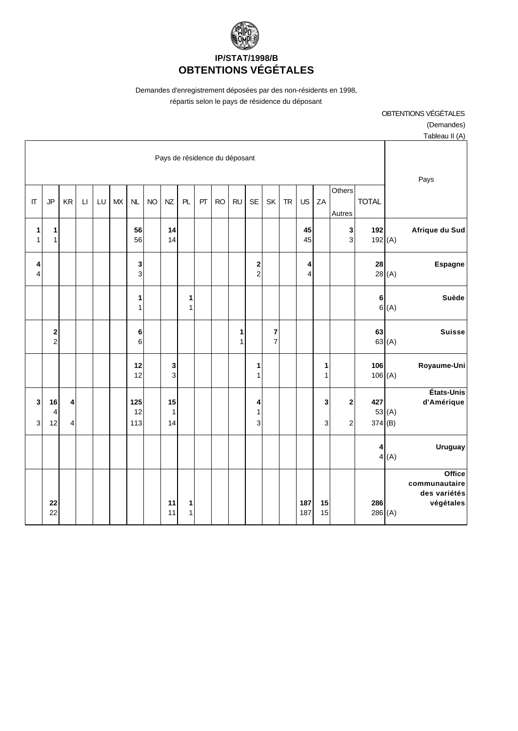# IP/STAT/1998/B
# OBTENTIONS VÉGÉTALES

Demandes d'enregistrement déposées par des non-résidents en 1998,
répartis selon le pays de résidence du déposant

OBTENTIONS VÉGÉTALES
(Demandes)
Tableau II (A)

| Pays de résidence du déposant | | | | | | | | | | | | | | | | | | | | | Pays |
|---|---|---|---|---|---|---|---|---|---|---|---|---|---|---|---|---|---|---|---|---|---|
| IT | JP | KR | LI | LU | MX | NL | NO | NZ | PL | PT | RO | RU | SE | SK | TR | US | ZA | Others Autres | TOTAL | | |
| **1** | **1** | | | | | **56** | | **14** | | | | | | | | **45** | | **3** | **192** | | **Afrique du Sud** |
| 1 | 1 | | | | | 56 | | 14 | | | | | | | | 45 | | 3 | 192 | (A) | |
| **4** | | | | | | **3** | | | | | | | **2** | | | **4** | | | **28** | | **Espagne** |
| 4 | | | | | | 3 | | | | | | | 2 | | | 4 | | | 28 | (A) | |
| | | | | | | **1** | | | **1** | | | | | | | | | | **6** | | **Suède** |
| | | | | | | 1 | | | 1 | | | | | | | | | | 6 | (A) | |
| | **2** | | | | | **6** | | | | | | **1** | | **7** | | | | | **63** | | **Suisse** |
| | 2 | | | | | 6 | | | | | | 1 | | 7 | | | | | 63 | (A) | |
| | | | | | | **12** | | **3** | | | | | **1** | | | | **1** | | **106** | | **Royaume-Uni** |
| | | | | | | 12 | | 3 | | | | | 1 | | | | 1 | | 106 | (A) | |
| **3** | **16** | **4** | | | | **125** | | **15** | | | | | **4** | | | | **3** | **2** | **427** | | **États-Unis d'Amérique** |
| | 4 | | | | | 12 | | 1 | | | | | 1 | | | | | | 53 | (A) | |
| 3 | 12 | 4 | | | | 113 | | 14 | | | | | 3 | | | | 3 | 2 | 374 | (B) | |
| | | | | | | | | | | | | | | | | | | | **4** | | **Uruguay** |
| | | | | | | | | | | | | | | | | | | | 4 | (A) | |
| | **22** | | | | | | | **11** | **1** | | | | | | | **187** | **15** | | **286** | | **Office communautaire des variétés végétales** |
| | 22 | | | | | | | 11 | 1 | | | | | | | 187 | 15 | | 286 | (A) | |